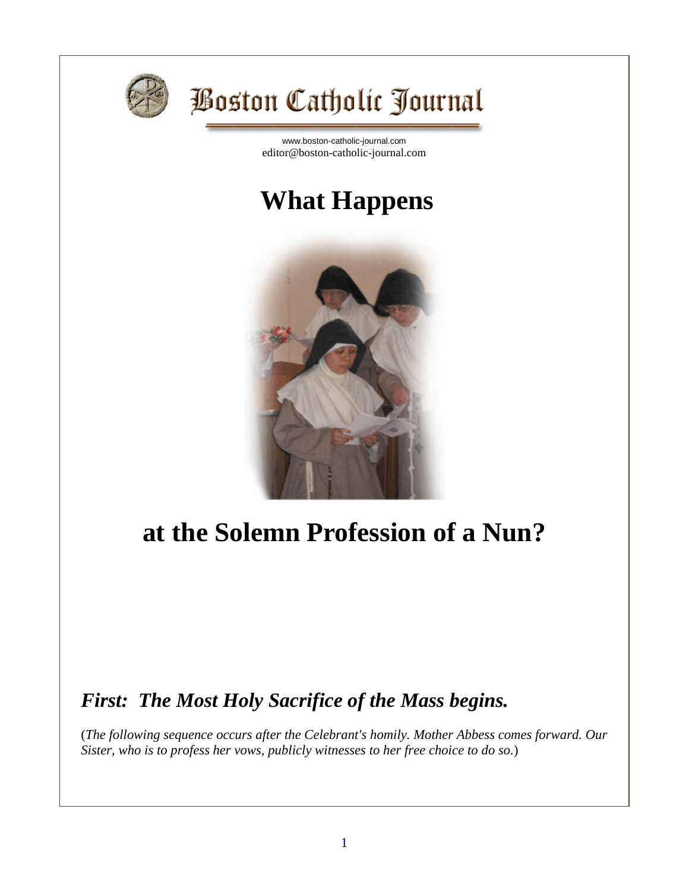# Boston Catholic Journal

www.boston-catholic-journal.com
editor@boston-catholic-journal.com

# What Happens at the Solemn Profession of a Nun?

## *First: The Most Holy Sacrifice of the Mass begins.*

(*The following sequence occurs after the Celebrant's homily. Mother Abbess comes forward. Our Sister, who is to profess her vows, publicly witnesses to her free choice to do so.*)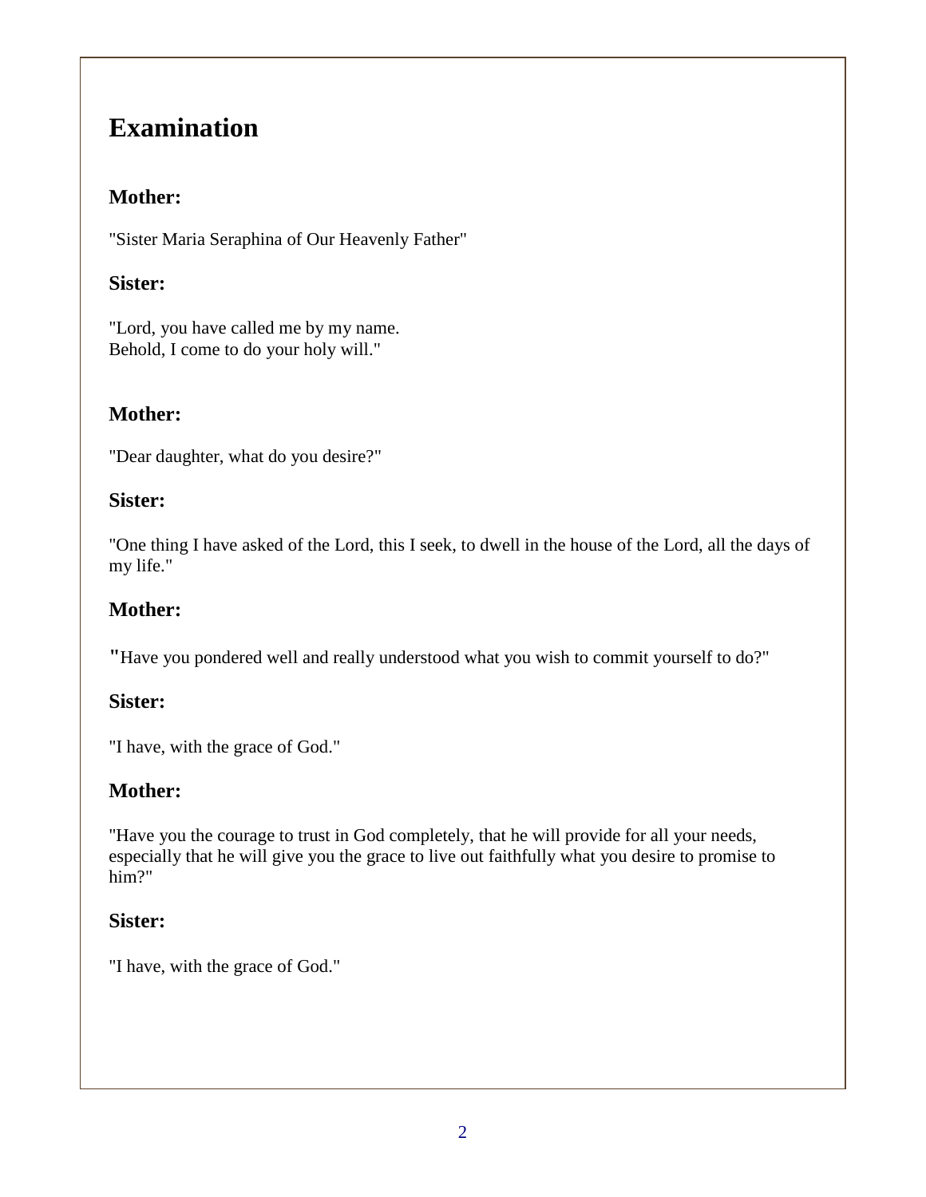# Examination

### Mother:

"Sister Maria Seraphina of Our Heavenly Father"

### Sister:

"Lord, you have called me by my name.
Behold, I come to do your holy will."

### Mother:

"Dear daughter, what do you desire?"

### Sister:

"One thing I have asked of the Lord, this I seek, to dwell in the house of the Lord, all the days of my life."

### Mother:

"Have you pondered well and really understood what you wish to commit yourself to do?"

### Sister:

"I have, with the grace of God."

### Mother:

"Have you the courage to trust in God completely, that he will provide for all your needs, especially that he will give you the grace to live out faithfully what you desire to promise to him?"

### Sister:

"I have, with the grace of God."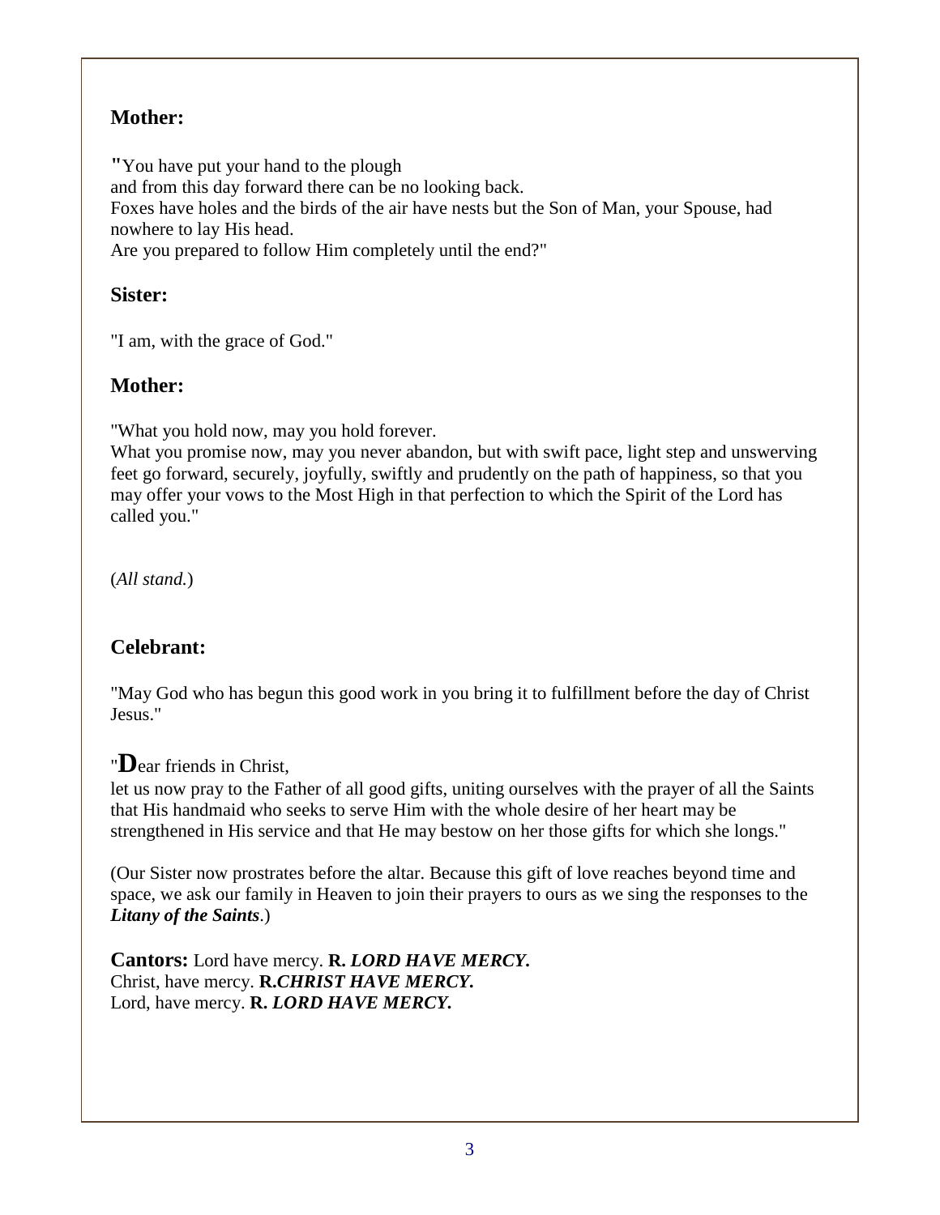### Mother:

"You have put your hand to the plough
and from this day forward there can be no looking back.
Foxes have holes and the birds of the air have nests but the Son of Man, your Spouse, had nowhere to lay His head.
Are you prepared to follow Him completely until the end?"

### Sister:

"I am, with the grace of God."

### Mother:

"What you hold now, may you hold forever.
What you promise now, may you never abandon, but with swift pace, light step and unswerving feet go forward, securely, joyfully, swiftly and prudently on the path of happiness, so that you may offer your vows to the Most High in that perfection to which the Spirit of the Lord has called you."

(*All stand.*)

### Celebrant:

"May God who has begun this good work in you bring it to fulfillment before the day of Christ Jesus."

"**D**ear friends in Christ,
let us now pray to the Father of all good gifts, uniting ourselves with the prayer of all the Saints that His handmaid who seeks to serve Him with the whole desire of her heart may be strengthened in His service and that He may bestow on her those gifts for which she longs."

(Our Sister now prostrates before the altar. Because this gift of love reaches beyond time and space, we ask our family in Heaven to join their prayers to ours as we sing the responses to the ***Litany of the Saints***.)

**Cantors:** Lord have mercy. **R.** ***LORD HAVE MERCY.***
Christ, have mercy. **R.*CHRIST HAVE MERCY.***
Lord, have mercy. **R.** ***LORD HAVE MERCY.***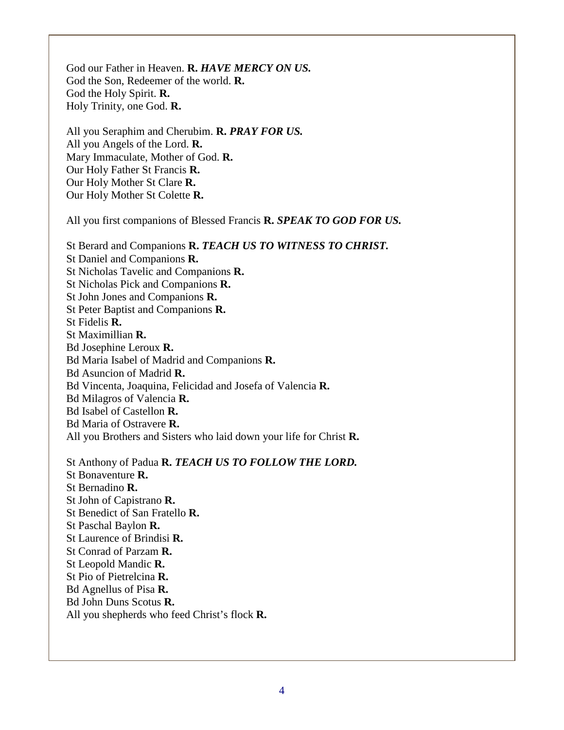God our Father in Heaven. **R.** ***HAVE MERCY ON US.***
God the Son, Redeemer of the world. **R.**
God the Holy Spirit. **R.**
Holy Trinity, one God. **R.**

All you Seraphim and Cherubim. **R.** ***PRAY FOR US.***
All you Angels of the Lord. **R.**
Mary Immaculate, Mother of God. **R.**
Our Holy Father St Francis **R.**
Our Holy Mother St Clare **R.**
Our Holy Mother St Colette **R.**

All you first companions of Blessed Francis **R.** ***SPEAK TO GOD FOR US.***

St Berard and Companions **R.** ***TEACH US TO WITNESS TO CHRIST.***
St Daniel and Companions **R.**
St Nicholas Tavelic and Companions **R.**
St Nicholas Pick and Companions **R.**
St John Jones and Companions **R.**
St Peter Baptist and Companions **R.**
St Fidelis **R.**
St Maximillian **R.**
Bd Josephine Leroux **R.**
Bd Maria Isabel of Madrid and Companions **R.**
Bd Asuncion of Madrid **R.**
Bd Vincenta, Joaquina, Felicidad and Josefa of Valencia **R.**
Bd Milagros of Valencia **R.**
Bd Isabel of Castellon **R.**
Bd Maria of Ostravere **R.**
All you Brothers and Sisters who laid down your life for Christ **R.**

St Anthony of Padua **R.** ***TEACH US TO FOLLOW THE LORD.***
St Bonaventure **R.**
St Bernadino **R.**
St John of Capistrano **R.**
St Benedict of San Fratello **R.**
St Paschal Baylon **R.**
St Laurence of Brindisi **R.**
St Conrad of Parzam **R.**
St Leopold Mandic **R.**
St Pio of Pietrelcina **R.**
Bd Agnellus of Pisa **R.**
Bd John Duns Scotus **R.**
All you shepherds who feed Christ's flock **R.**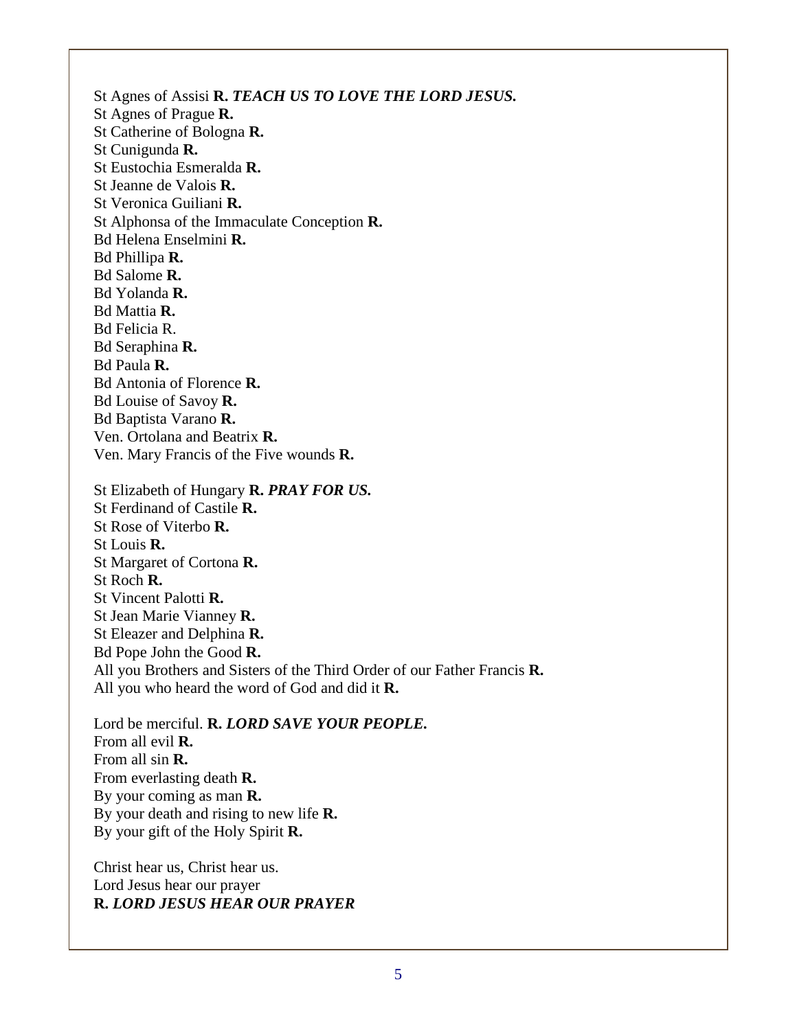St Agnes of Assisi **R.** ***TEACH US TO LOVE THE LORD JESUS.***
St Agnes of Prague **R.**
St Catherine of Bologna **R.**
St Cunigunda **R.**
St Eustochia Esmeralda **R.**
St Jeanne de Valois **R.**
St Veronica Guiliani **R.**
St Alphonsa of the Immaculate Conception **R.**
Bd Helena Enselmini **R.**
Bd Phillipa **R.**
Bd Salome **R.**
Bd Yolanda **R.**
Bd Mattia **R.**
Bd Felicia R.
Bd Seraphina **R.**
Bd Paula **R.**
Bd Antonia of Florence **R.**
Bd Louise of Savoy **R.**
Bd Baptista Varano **R.**
Ven. Ortolana and Beatrix **R.**
Ven. Mary Francis of the Five wounds **R.**

St Elizabeth of Hungary **R.** ***PRAY FOR US.***
St Ferdinand of Castile **R.**
St Rose of Viterbo **R.**
St Louis **R.**
St Margaret of Cortona **R.**
St Roch **R.**
St Vincent Palotti **R.**
St Jean Marie Vianney **R.**
St Eleazer and Delphina **R.**
Bd Pope John the Good **R.**
All you Brothers and Sisters of the Third Order of our Father Francis **R.**
All you who heard the word of God and did it **R.**

Lord be merciful. **R.** ***LORD SAVE YOUR PEOPLE.***
From all evil **R.**
From all sin **R.**
From everlasting death **R.**
By your coming as man **R.**
By your death and rising to new life **R.**
By your gift of the Holy Spirit **R.**

Christ hear us, Christ hear us.
Lord Jesus hear our prayer
**R.** ***LORD JESUS HEAR OUR PRAYER***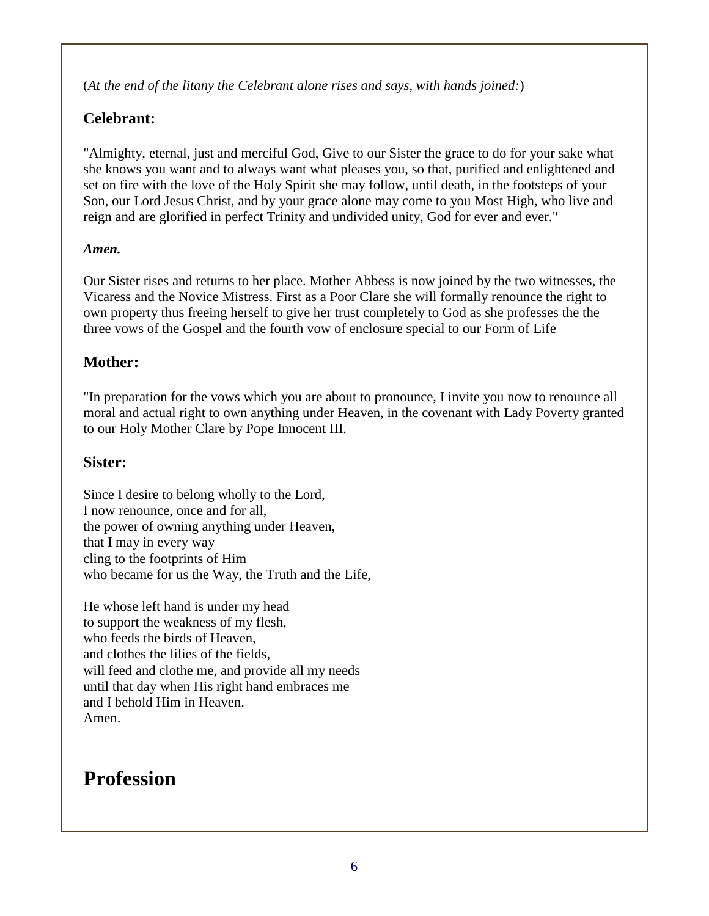(*At the end of the litany the Celebrant alone rises and says, with hands joined:*)

## Celebrant:

"Almighty, eternal, just and merciful God, Give to our Sister the grace to do for your sake what she knows you want and to always want what pleases you, so that, purified and enlightened and set on fire with the love of the Holy Spirit she may follow, until death, in the footsteps of your Son, our Lord Jesus Christ, and by your grace alone may come to you Most High, who live and reign and are glorified in perfect Trinity and undivided unity, God for ever and ever."

***Amen.***

Our Sister rises and returns to her place. Mother Abbess is now joined by the two witnesses, the Vicaress and the Novice Mistress. First as a Poor Clare she will formally renounce the right to own property thus freeing herself to give her trust completely to God as she professes the the three vows of the Gospel and the fourth vow of enclosure special to our Form of Life

## Mother:

"In preparation for the vows which you are about to pronounce, I invite you now to renounce all moral and actual right to own anything under Heaven, in the covenant with Lady Poverty granted to our Holy Mother Clare by Pope Innocent III.

## Sister:

Since I desire to belong wholly to the Lord,
I now renounce, once and for all,
the power of owning anything under Heaven,
that I may in every way
cling to the footprints of Him
who became for us the Way, the Truth and the Life,

He whose left hand is under my head
to support the weakness of my flesh,
who feeds the birds of Heaven,
and clothes the lilies of the fields,
will feed and clothe me, and provide all my needs
until that day when His right hand embraces me
and I behold Him in Heaven.
Amen.

# Profession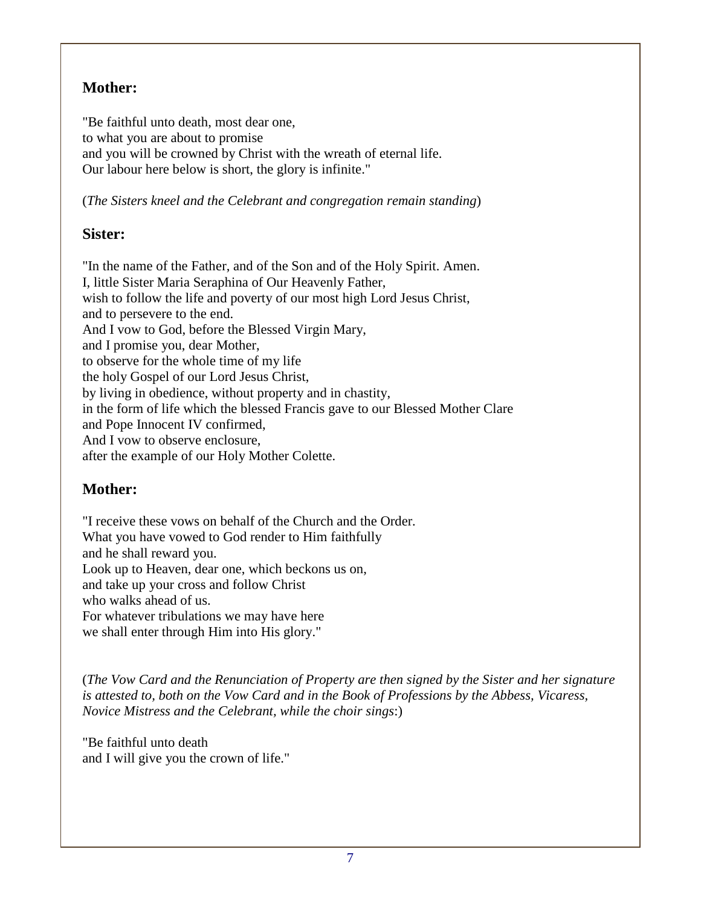**Mother:**

"Be faithful unto death, most dear one,
to what you are about to promise
and you will be crowned by Christ with the wreath of eternal life.
Our labour here below is short, the glory is infinite."

(*The Sisters kneel and the Celebrant and congregation remain standing*)

**Sister:**

"In the name of the Father, and of the Son and of the Holy Spirit. Amen.
I, little Sister Maria Seraphina of Our Heavenly Father,
wish to follow the life and poverty of our most high Lord Jesus Christ,
and to persevere to the end.
And I vow to God, before the Blessed Virgin Mary,
and I promise you, dear Mother,
to observe for the whole time of my life
the holy Gospel of our Lord Jesus Christ,
by living in obedience, without property and in chastity,
in the form of life which the blessed Francis gave to our Blessed Mother Clare
and Pope Innocent IV confirmed,
And I vow to observe enclosure,
after the example of our Holy Mother Colette.

**Mother:**

"I receive these vows on behalf of the Church and the Order.
What you have vowed to God render to Him faithfully
and he shall reward you.
Look up to Heaven, dear one, which beckons us on,
and take up your cross and follow Christ
who walks ahead of us.
For whatever tribulations we may have here
we shall enter through Him into His glory."

(*The Vow Card and the Renunciation of Property are then signed by the Sister and her signature is attested to, both on the Vow Card and in the Book of Professions by the Abbess, Vicaress, Novice Mistress and the Celebrant, while the choir sings*:)

"Be faithful unto death
and I will give you the crown of life."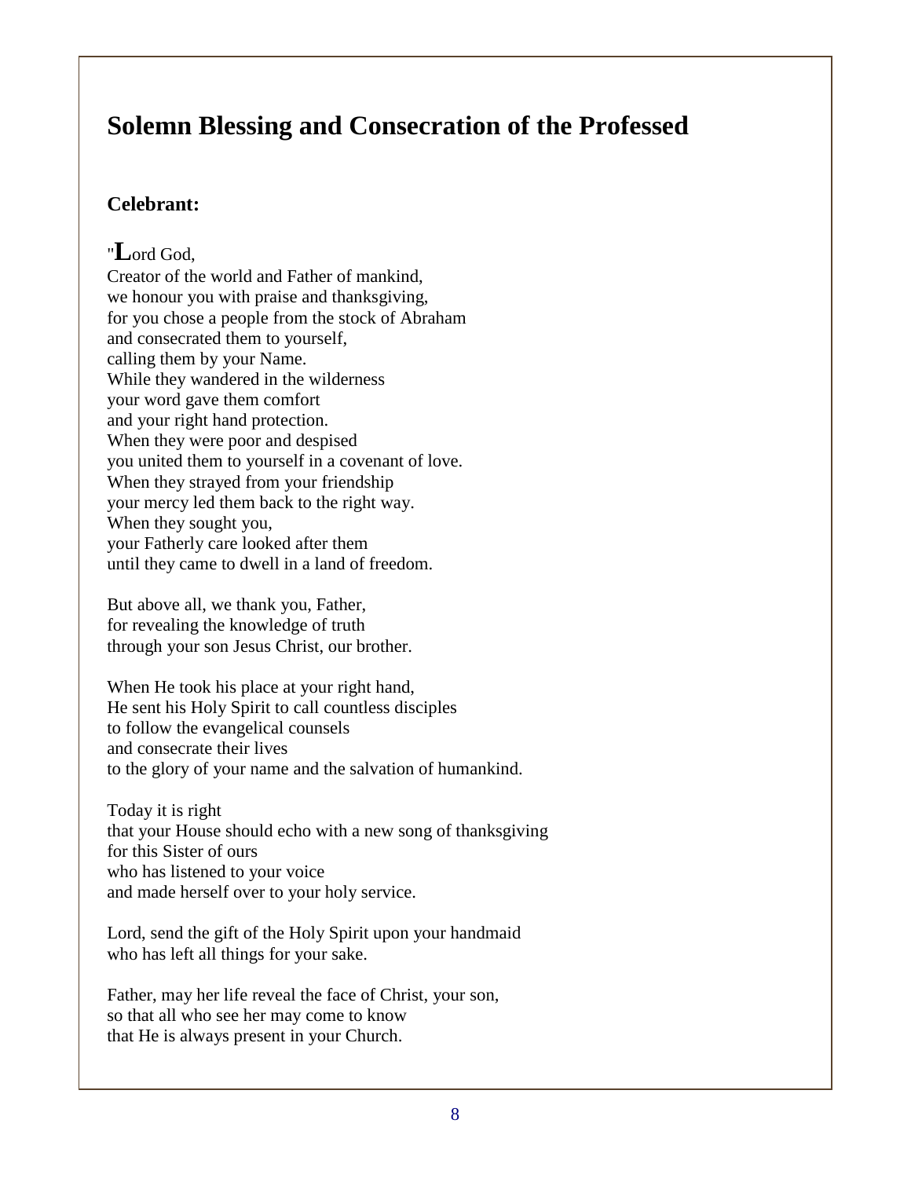# Solemn Blessing and Consecration of the Professed

**Celebrant:**

"Lord God,
Creator of the world and Father of mankind,
we honour you with praise and thanksgiving,
for you chose a people from the stock of Abraham
and consecrated them to yourself,
calling them by your Name.
While they wandered in the wilderness
your word gave them comfort
and your right hand protection.
When they were poor and despised
you united them to yourself in a covenant of love.
When they strayed from your friendship
your mercy led them back to the right way.
When they sought you,
your Fatherly care looked after them
until they came to dwell in a land of freedom.

But above all, we thank you, Father,
for revealing the knowledge of truth
through your son Jesus Christ, our brother.

When He took his place at your right hand,
He sent his Holy Spirit to call countless disciples
to follow the evangelical counsels
and consecrate their lives
to the glory of your name and the salvation of humankind.

Today it is right
that your House should echo with a new song of thanksgiving
for this Sister of ours
who has listened to your voice
and made herself over to your holy service.

Lord, send the gift of the Holy Spirit upon your handmaid
who has left all things for your sake.

Father, may her life reveal the face of Christ, your son,
so that all who see her may come to know
that He is always present in your Church.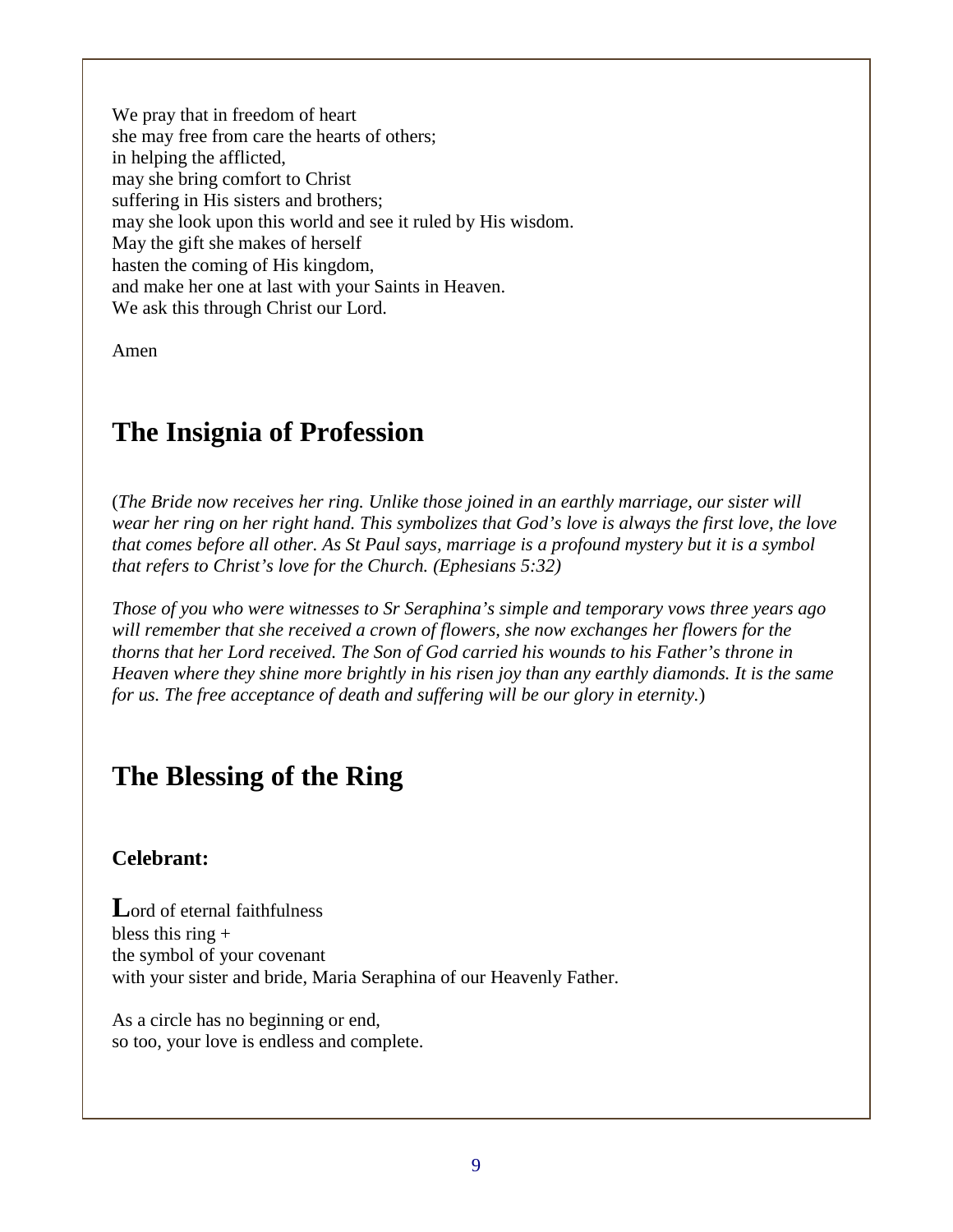We pray that in freedom of heart
she may free from care the hearts of others;
in helping the afflicted,
may she bring comfort to Christ
suffering in His sisters and brothers;
may she look upon this world and see it ruled by His wisdom.
May the gift she makes of herself
hasten the coming of His kingdom,
and make her one at last with your Saints in Heaven.
We ask this through Christ our Lord.

Amen

## The Insignia of Profession

(*The Bride now receives her ring. Unlike those joined in an earthly marriage, our sister will wear her ring on her right hand. This symbolizes that God's love is always the first love, the love that comes before all other. As St Paul says, marriage is a profound mystery but it is a symbol that refers to Christ's love for the Church. (Ephesians 5:32)*

*Those of you who were witnesses to Sr Seraphina's simple and temporary vows three years ago will remember that she received a crown of flowers, she now exchanges her flowers for the thorns that her Lord received. The Son of God carried his wounds to his Father's throne in Heaven where they shine more brightly in his risen joy than any earthly diamonds. It is the same for us. The free acceptance of death and suffering will be our glory in eternity.*)

## The Blessing of the Ring

**Celebrant:**

**L**ord of eternal faithfulness
bless this ring +
the symbol of your covenant
with your sister and bride, Maria Seraphina of our Heavenly Father.

As a circle has no beginning or end,
so too, your love is endless and complete.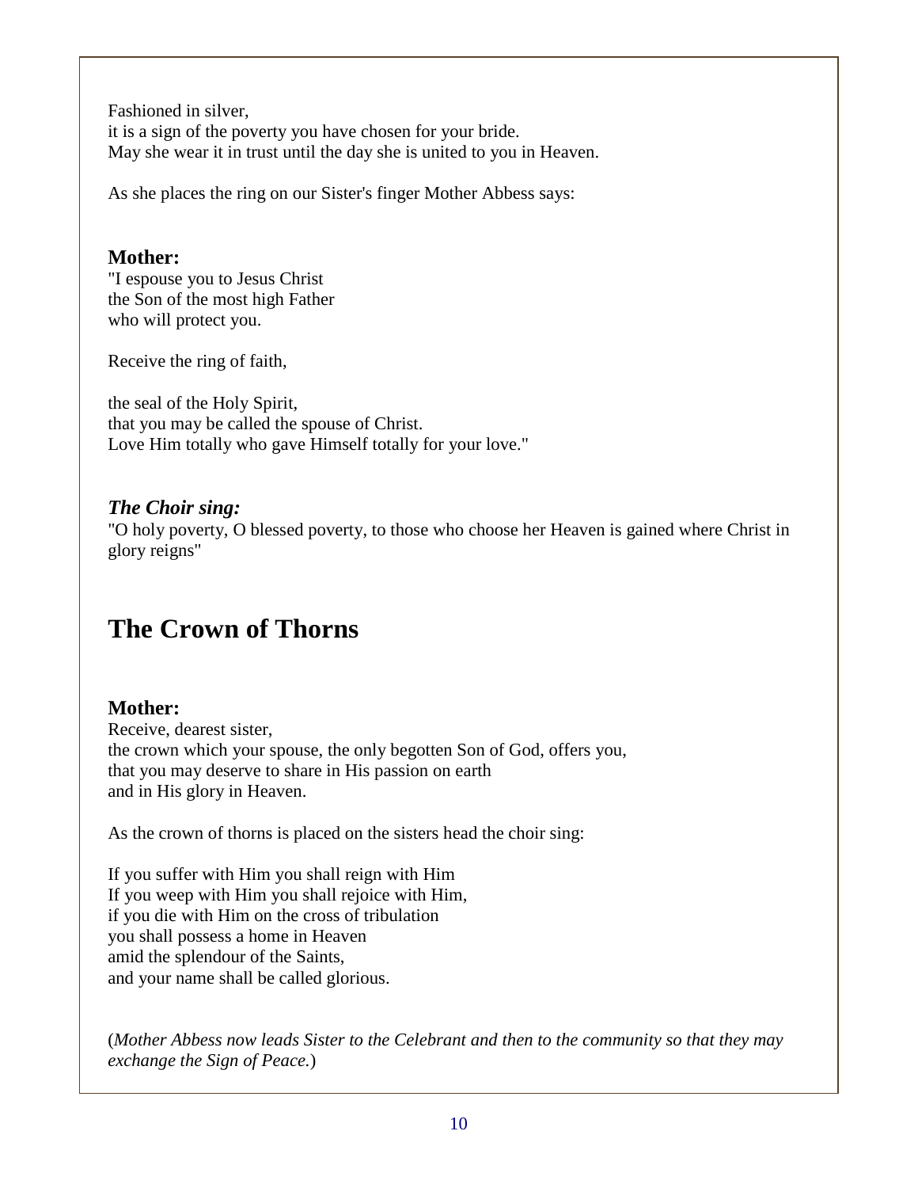Fashioned in silver,
it is a sign of the poverty you have chosen for your bride.
May she wear it in trust until the day she is united to you in Heaven.

As she places the ring on our Sister's finger Mother Abbess says:

**Mother:**
"I espouse you to Jesus Christ
the Son of the most high Father
who will protect you.

Receive the ring of faith,

the seal of the Holy Spirit,
that you may be called the spouse of Christ.
Love Him totally who gave Himself totally for your love."

***The Choir sing:***
"O holy poverty, O blessed poverty, to those who choose her Heaven is gained where Christ in glory reigns"

## The Crown of Thorns

**Mother:**
Receive, dearest sister,
the crown which your spouse, the only begotten Son of God, offers you,
that you may deserve to share in His passion on earth
and in His glory in Heaven.

As the crown of thorns is placed on the sisters head the choir sing:

If you suffer with Him you shall reign with Him
If you weep with Him you shall rejoice with Him,
if you die with Him on the cross of tribulation
you shall possess a home in Heaven
amid the splendour of the Saints,
and your name shall be called glorious.

(*Mother Abbess now leads Sister to the Celebrant and then to the community so that they may exchange the Sign of Peace.*)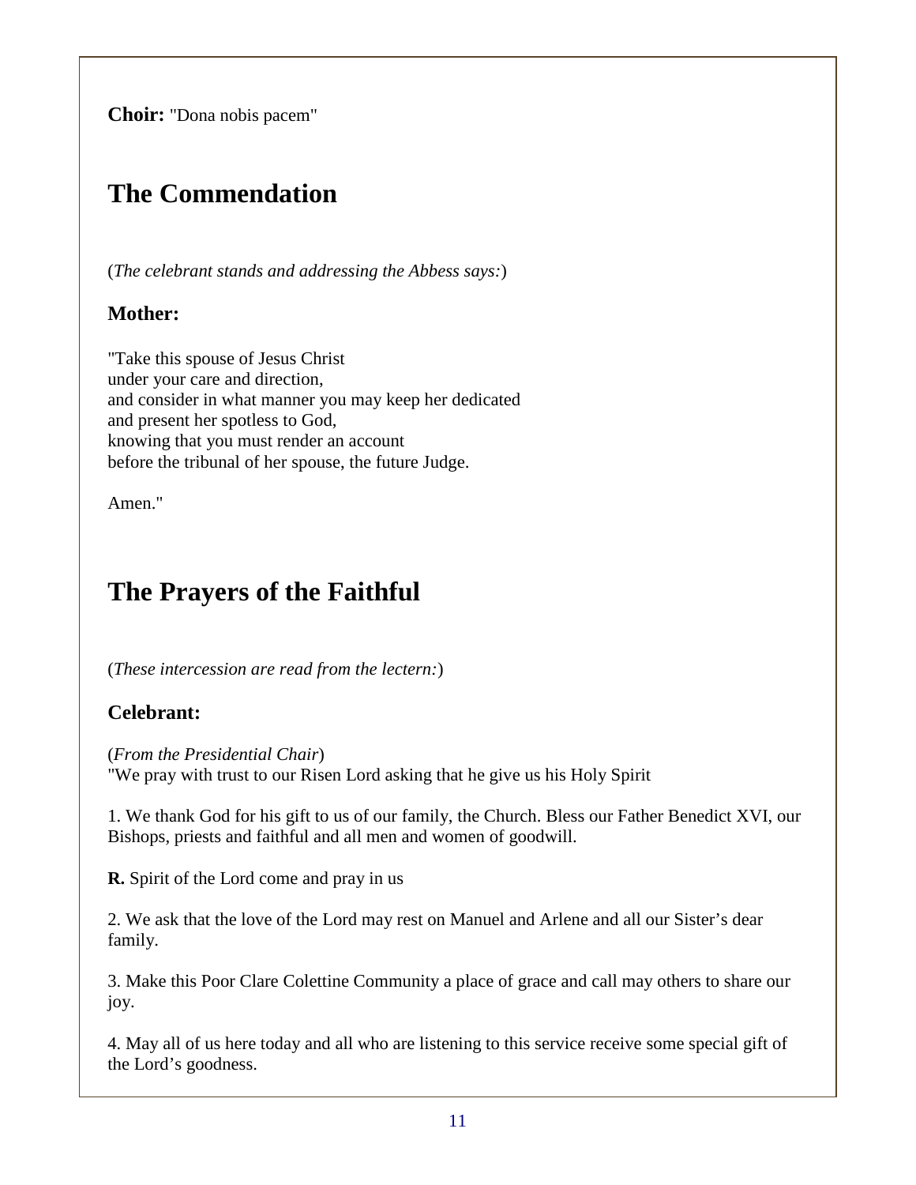**Choir:** "Dona nobis pacem"

## The Commendation

(*The celebrant stands and addressing the Abbess says:*)

### Mother:

"Take this spouse of Jesus Christ
under your care and direction,
and consider in what manner you may keep her dedicated
and present her spotless to God,
knowing that you must render an account
before the tribunal of her spouse, the future Judge.

Amen."

## The Prayers of the Faithful

(*These intercession are read from the lectern:*)

### Celebrant:

(*From the Presidential Chair*)
"We pray with trust to our Risen Lord asking that he give us his Holy Spirit

1. We thank God for his gift to us of our family, the Church. Bless our Father Benedict XVI, our Bishops, priests and faithful and all men and women of goodwill.

**R.** Spirit of the Lord come and pray in us

2. We ask that the love of the Lord may rest on Manuel and Arlene and all our Sister's dear family.

3. Make this Poor Clare Colettine Community a place of grace and call may others to share our joy.

4. May all of us here today and all who are listening to this service receive some special gift of the Lord's goodness.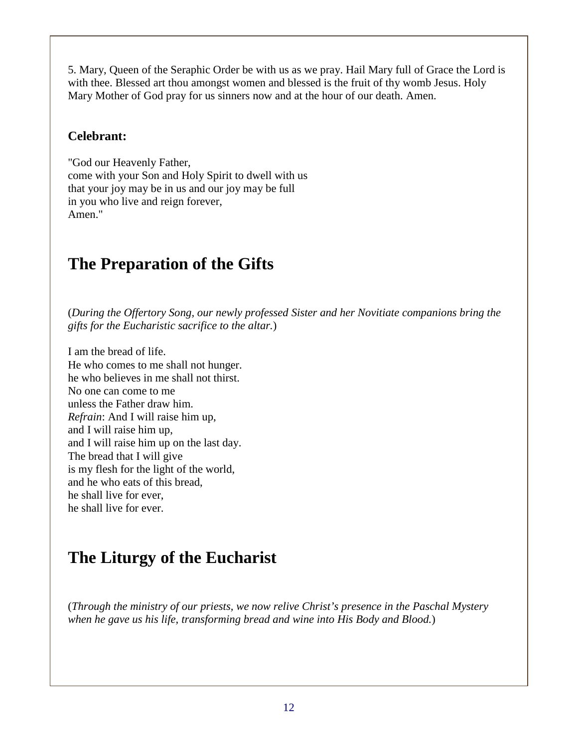5. Mary, Queen of the Seraphic Order be with us as we pray. Hail Mary full of Grace the Lord is with thee. Blessed art thou amongst women and blessed is the fruit of thy womb Jesus. Holy Mary Mother of God pray for us sinners now and at the hour of our death. Amen.

**Celebrant:**

"God our Heavenly Father,
come with your Son and Holy Spirit to dwell with us
that your joy may be in us and our joy may be full
in you who live and reign forever,
Amen."

## The Preparation of the Gifts

(*During the Offertory Song, our newly professed Sister and her Novitiate companions bring the gifts for the Eucharistic sacrifice to the altar.*)

I am the bread of life.
He who comes to me shall not hunger.
he who believes in me shall not thirst.
No one can come to me
unless the Father draw him.
*Refrain*: And I will raise him up,
and I will raise him up,
and I will raise him up on the last day.
The bread that I will give
is my flesh for the light of the world,
and he who eats of this bread,
he shall live for ever,
he shall live for ever.

## The Liturgy of the Eucharist

(*Through the ministry of our priests, we now relive Christ's presence in the Paschal Mystery when he gave us his life, transforming bread and wine into His Body and Blood.*)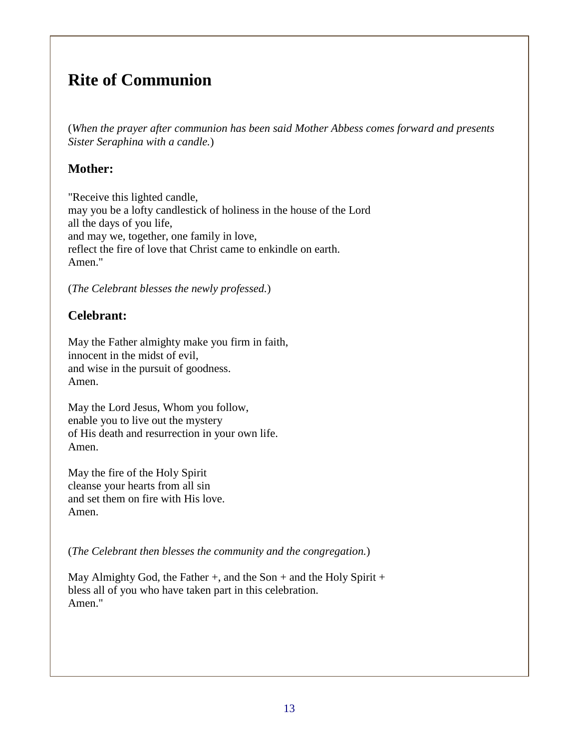# Rite of Communion

(*When the prayer after communion has been said Mother Abbess comes forward and presents Sister Seraphina with a candle.*)

## Mother:

"Receive this lighted candle,
may you be a lofty candlestick of holiness in the house of the Lord
all the days of you life,
and may we, together, one family in love,
reflect the fire of love that Christ came to enkindle on earth.
Amen."

(*The Celebrant blesses the newly professed.*)

## Celebrant:

May the Father almighty make you firm in faith,
innocent in the midst of evil,
and wise in the pursuit of goodness.
Amen.

May the Lord Jesus, Whom you follow,
enable you to live out the mystery
of His death and resurrection in your own life.
Amen.

May the fire of the Holy Spirit
cleanse your hearts from all sin
and set them on fire with His love.
Amen.

(*The Celebrant then blesses the community and the congregation.*)

May Almighty God, the Father +, and the Son + and the Holy Spirit +
bless all of you who have taken part in this celebration.
Amen."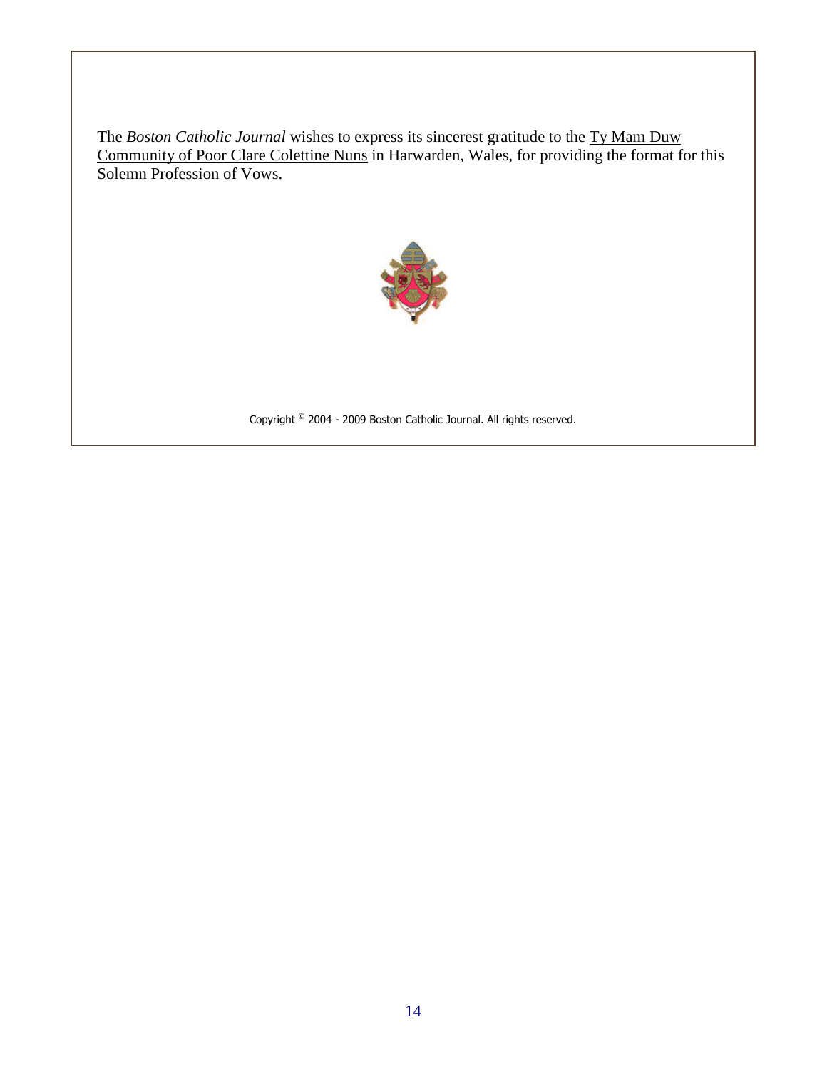The *Boston Catholic Journal* wishes to express its sincerest gratitude to the Ty Mam Duw Community of Poor Clare Colettine Nuns in Harwarden, Wales, for providing the format for this Solemn Profession of Vows.

Copyright © 2004 - 2009 Boston Catholic Journal. All rights reserved.